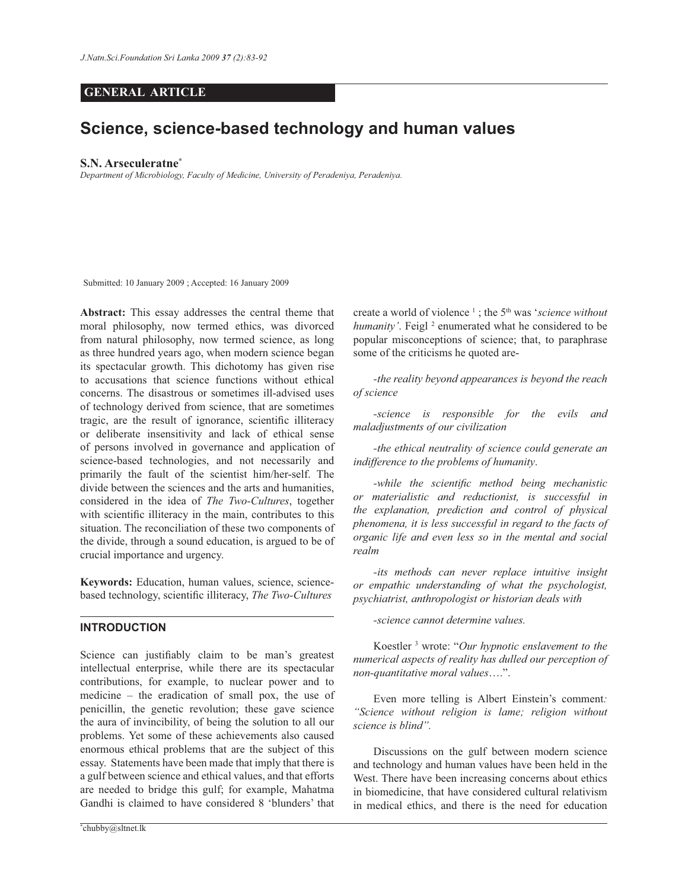**GENERAL ARTICLE**

# Science, science-based technology and human values

**S.N. Arseculeratne**[*]

*Department of Microbiology, Faculty of Medicine, University of Peradeniya, Peradeniya.*

Submitted: 10 January 2009 ; Accepted: 16 January 2009

**Abstract:** This essay addresses the central theme that moral philosophy, now termed ethics, was divorced from natural philosophy, now termed science, as long as three hundred years ago, when modern science began its spectacular growth. This dichotomy has given rise to accusations that science functions without ethical concerns. The disastrous or sometimes ill-advised uses of technology derived from science, that are sometimes tragic, are the result of ignorance, scientific illiteracy or deliberate insensitivity and lack of ethical sense of persons involved in governance and application of science-based technologies, and not necessarily and primarily the fault of the scientist him/her-self. The divide between the sciences and the arts and humanities, considered in the idea of *The Two-Cultures*, together with scientific illiteracy in the main, contributes to this situation. The reconciliation of these two components of the divide, through a sound education, is argued to be of crucial importance and urgency.

**Keywords:** Education, human values, science, science-based technology, scientific illiteracy, *The Two-Cultures*

## INTRODUCTION

Science can justifiably claim to be man's greatest intellectual enterprise, while there are its spectacular contributions, for example, to nuclear power and to medicine – the eradication of small pox, the use of penicillin, the genetic revolution; these gave science the aura of invincibility, of being the solution to all our problems. Yet some of these achievements also caused enormous ethical problems that are the subject of this essay. Statements have been made that imply that there is a gulf between science and ethical values, and that efforts are needed to bridge this gulf; for example, Mahatma Gandhi is claimed to have considered 8 'blunders' that create a world of violence [1] ; the 5th was '*science without humanity'*. Feigl [2] enumerated what he considered to be popular misconceptions of science; that, to paraphrase some of the criticisms he quoted are-

*-the reality beyond appearances is beyond the reach of science*

*-science is responsible for the evils and maladjustments of our civilization*

*-the ethical neutrality of science could generate an indifference to the problems of humanity*.

*-while the scientific method being mechanistic or materialistic and reductionist, is successful in the explanation, prediction and control of physical phenomena, it is less successful in regard to the facts of organic life and even less so in the mental and social realm*

*-its methods can never replace intuitive insight or empathic understanding of what the psychologist, psychiatrist, anthropologist or historian deals with*

*-science cannot determine values.*

Koestler [3] wrote: "*Our hypnotic enslavement to the numerical aspects of reality has dulled our perception of non-quantitative moral values*….".

Even more telling is Albert Einstein's comment*: "Science without religion is lame; religion without science is blind"*.

Discussions on the gulf between modern science and technology and human values have been held in the West. There have been increasing concerns about ethics in biomedicine, that have considered cultural relativism in medical ethics, and there is the need for education

[*] chubby@sltnet.lk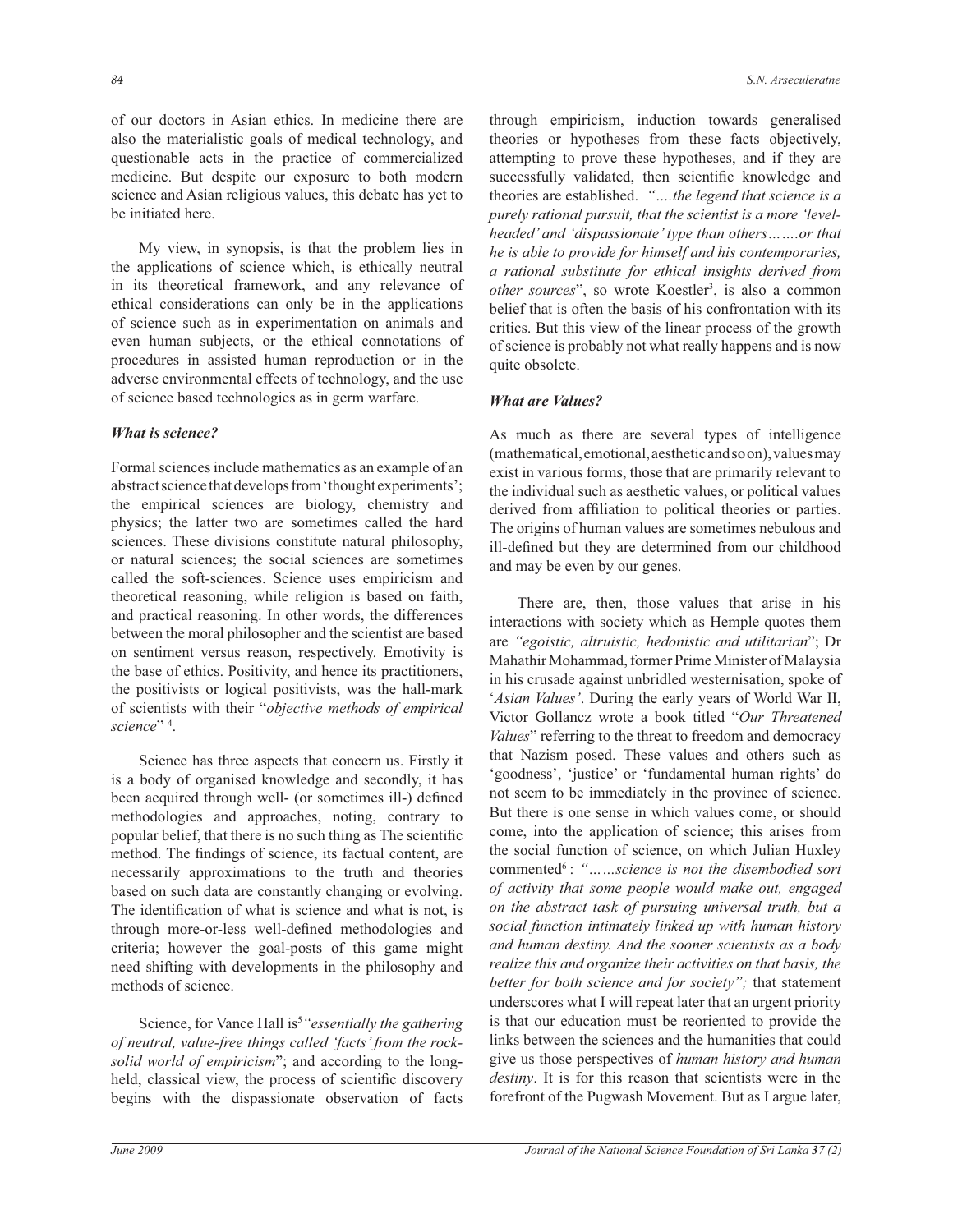of our doctors in Asian ethics. In medicine there are also the materialistic goals of medical technology, and questionable acts in the practice of commercialized medicine. But despite our exposure to both modern science and Asian religious values, this debate has yet to be initiated here.

My view, in synopsis, is that the problem lies in the applications of science which, is ethically neutral in its theoretical framework, and any relevance of ethical considerations can only be in the applications of science such as in experimentation on animals and even human subjects, or the ethical connotations of procedures in assisted human reproduction or in the adverse environmental effects of technology, and the use of science based technologies as in germ warfare.

### *What is science?*

Formal sciences include mathematics as an example of an abstract science that develops from 'thought experiments'; the empirical sciences are biology, chemistry and physics; the latter two are sometimes called the hard sciences. These divisions constitute natural philosophy, or natural sciences; the social sciences are sometimes called the soft-sciences. Science uses empiricism and theoretical reasoning, while religion is based on faith, and practical reasoning. In other words, the differences between the moral philosopher and the scientist are based on sentiment versus reason, respectively. Emotivity is the base of ethics. Positivity, and hence its practitioners, the positivists or logical positivists, was the hall-mark of scientists with their "*objective methods of empirical science*" [4].

Science has three aspects that concern us. Firstly it is a body of organised knowledge and secondly, it has been acquired through well- (or sometimes ill-) defined methodologies and approaches, noting, contrary to popular belief, that there is no such thing as The scientific method. The findings of science, its factual content, are necessarily approximations to the truth and theories based on such data are constantly changing or evolving. The identification of what is science and what is not, is through more-or-less well-defined methodologies and criteria; however the goal-posts of this game might need shifting with developments in the philosophy and methods of science.

Science, for Vance Hall is[5] *"essentially the gathering of neutral, value-free things called 'facts' from the rock-solid world of empiricism*"; and according to the long-held, classical view, the process of scientific discovery begins with the dispassionate observation of facts through empiricism, induction towards generalised theories or hypotheses from these facts objectively, attempting to prove these hypotheses, and if they are successfully validated, then scientific knowledge and theories are established. *"….the legend that science is a purely rational pursuit, that the scientist is a more 'level-headed' and 'dispassionate' type than others…….or that he is able to provide for himself and his contemporaries, a rational substitute for ethical insights derived from other sources*", so wrote Koestler[3], is also a common belief that is often the basis of his confrontation with its critics. But this view of the linear process of the growth of science is probably not what really happens and is now quite obsolete.

### *What are Values?*

As much as there are several types of intelligence (mathematical, emotional, aesthetic and so on), values may exist in various forms, those that are primarily relevant to the individual such as aesthetic values, or political values derived from affiliation to political theories or parties. The origins of human values are sometimes nebulous and ill-defined but they are determined from our childhood and may be even by our genes.

There are, then, those values that arise in his interactions with society which as Hemple quotes them are *"egoistic, altruistic, hedonistic and utilitarian*"; Dr Mahathir Mohammad, former Prime Minister of Malaysia in his crusade against unbridled westernisation, spoke of '*Asian Values'*. During the early years of World War II, Victor Gollancz wrote a book titled "*Our Threatened Values*" referring to the threat to freedom and democracy that Nazism posed. These values and others such as 'goodness', 'justice' or 'fundamental human rights' do not seem to be immediately in the province of science. But there is one sense in which values come, or should come, into the application of science; this arises from the social function of science, on which Julian Huxley commented[6]: *"……science is not the disembodied sort of activity that some people would make out, engaged on the abstract task of pursuing universal truth, but a social function intimately linked up with human history and human destiny. And the sooner scientists as a body realize this and organize their activities on that basis, the better for both science and for society";* that statement underscores what I will repeat later that an urgent priority is that our education must be reoriented to provide the links between the sciences and the humanities that could give us those perspectives of *human history and human destiny*. It is for this reason that scientists were in the forefront of the Pugwash Movement. But as I argue later,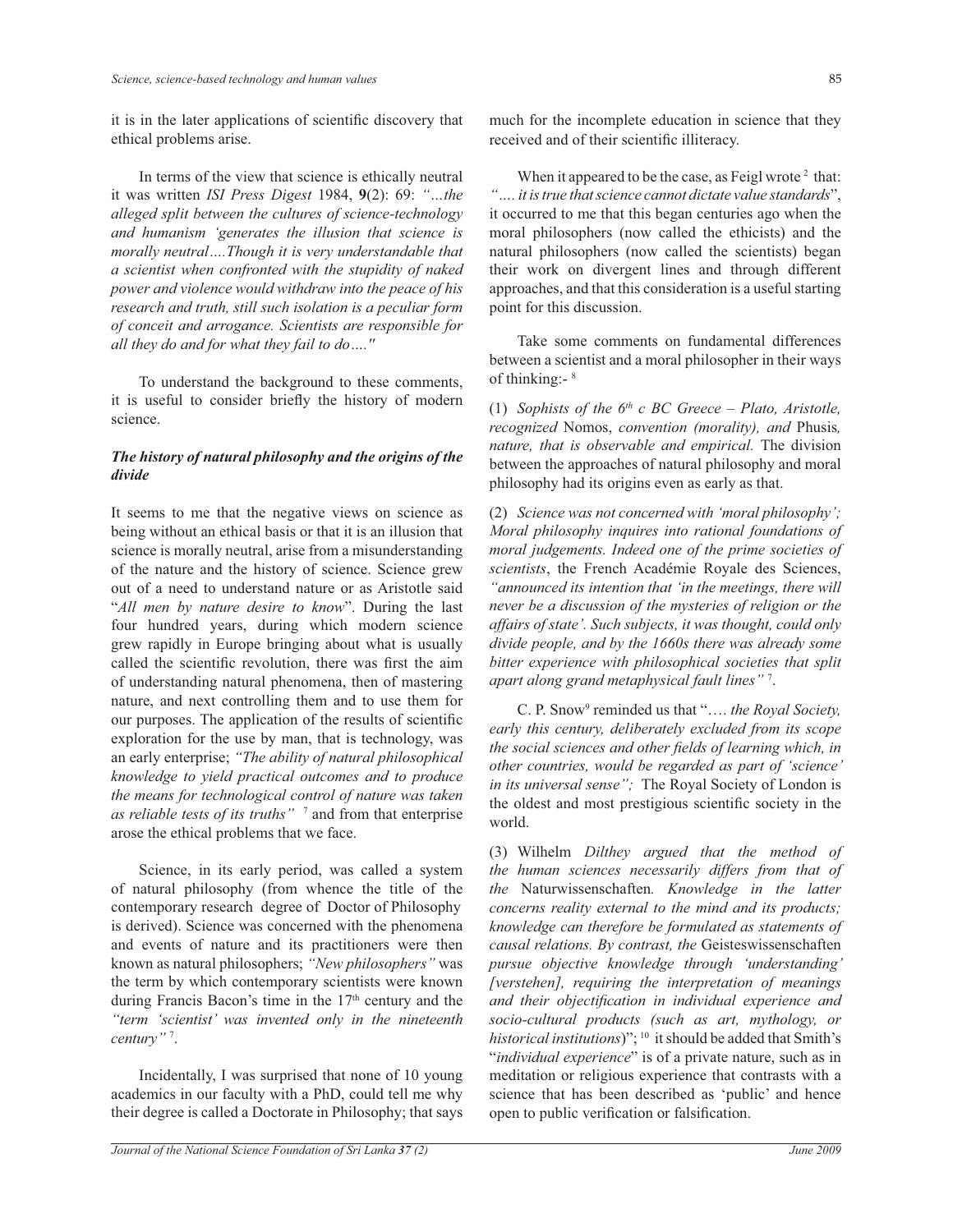it is in the later applications of scientific discovery that ethical problems arise.

In terms of the view that science is ethically neutral it was written *ISI Press Digest* 1984, **9**(2): 69: *"…the alleged split between the cultures of science-technology and humanism 'generates the illusion that science is morally neutral….Though it is very understandable that a scientist when confronted with the stupidity of naked power and violence would withdraw into the peace of his research and truth, still such isolation is a peculiar form of conceit and arrogance. Scientists are responsible for all they do and for what they fail to do…."*

To understand the background to these comments, it is useful to consider briefly the history of modern science.

### *The history of natural philosophy and the origins of the divide*

It seems to me that the negative views on science as being without an ethical basis or that it is an illusion that science is morally neutral, arise from a misunderstanding of the nature and the history of science. Science grew out of a need to understand nature or as Aristotle said "*All men by nature desire to know*". During the last four hundred years, during which modern science grew rapidly in Europe bringing about what is usually called the scientific revolution, there was first the aim of understanding natural phenomena, then of mastering nature, and next controlling them and to use them for our purposes. The application of the results of scientific exploration for the use by man, that is technology, was an early enterprise; *"The ability of natural philosophical knowledge to yield practical outcomes and to produce the means for technological control of nature was taken as reliable tests of its truths"* [7] and from that enterprise arose the ethical problems that we face.

Science, in its early period, was called a system of natural philosophy (from whence the title of the contemporary research degree of Doctor of Philosophy is derived). Science was concerned with the phenomena and events of nature and its practitioners were then known as natural philosophers; *"New philosophers"* was the term by which contemporary scientists were known during Francis Bacon's time in the 17th century and the *"term 'scientist' was invented only in the nineteenth century"* [7].

Incidentally, I was surprised that none of 10 young academics in our faculty with a PhD, could tell me why their degree is called a Doctorate in Philosophy; that says much for the incomplete education in science that they received and of their scientific illiteracy.

When it appeared to be the case, as Feigl wrote [2] that: *"…. it is true that science cannot dictate value standards*", it occurred to me that this began centuries ago when the moral philosophers (now called the ethicists) and the natural philosophers (now called the scientists) began their work on divergent lines and through different approaches, and that this consideration is a useful starting point for this discussion.

Take some comments on fundamental differences between a scientist and a moral philosopher in their ways of thinking:- [8]

(1) *Sophists of the 6th c BC Greece – Plato, Aristotle, recognized* Nomos, *convention (morality), and* Phusis*, nature, that is observable and empirical.* The division between the approaches of natural philosophy and moral philosophy had its origins even as early as that.

(2) *Science was not concerned with 'moral philosophy'; Moral philosophy inquires into rational foundations of moral judgements. Indeed one of the prime societies of scientists*, the French Académie Royale des Sciences, *"announced its intention that 'in the meetings, there will never be a discussion of the mysteries of religion or the affairs of state'. Such subjects, it was thought, could only divide people, and by the 1660s there was already some bitter experience with philosophical societies that split apart along grand metaphysical fault lines"* [7].

C. P. Snow[9] reminded us that "…. *the Royal Society, early this century, deliberately excluded from its scope the social sciences and other fields of learning which, in other countries, would be regarded as part of 'science' in its universal sense";* The Royal Society of London is the oldest and most prestigious scientific society in the world.

(3) Wilhelm *Dilthey argued that the method of the human sciences necessarily differs from that of the* Naturwissenschaften*. Knowledge in the latter concerns reality external to the mind and its products; knowledge can therefore be formulated as statements of causal relations. By contrast, the* Geisteswissenschaften *pursue objective knowledge through 'understanding' [verstehen], requiring the interpretation of meanings and their objectification in individual experience and socio-cultural products (such as art, mythology, or historical institutions*)"; [10] it should be added that Smith's "*individual experience*" is of a private nature, such as in meditation or religious experience that contrasts with a science that has been described as 'public' and hence open to public verification or falsification.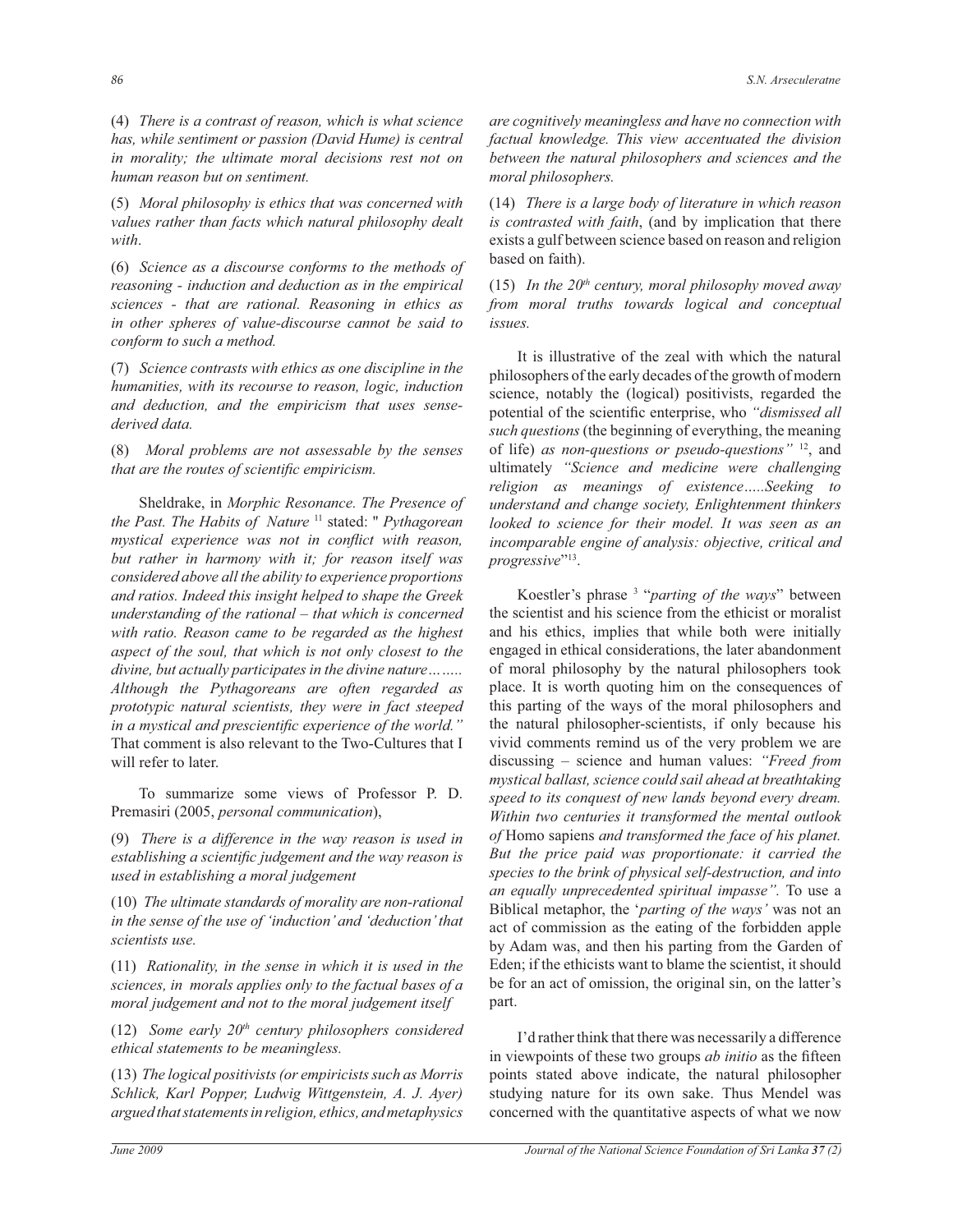(4) *There is a contrast of reason, which is what science has, while sentiment or passion (David Hume) is central in morality; the ultimate moral decisions rest not on human reason but on sentiment.*

(5) *Moral philosophy is ethics that was concerned with values rather than facts which natural philosophy dealt with*.

(6) *Science as a discourse conforms to the methods of reasoning - induction and deduction as in the empirical sciences - that are rational. Reasoning in ethics as in other spheres of value-discourse cannot be said to conform to such a method.*

(7) *Science contrasts with ethics as one discipline in the humanities, with its recourse to reason, logic, induction and deduction, and the empiricism that uses sense-derived data.*

(8) *Moral problems are not assessable by the senses that are the routes of scientific empiricism.*

Sheldrake, in *Morphic Resonance. The Presence of the Past. The Habits of Nature* [11] stated: " *Pythagorean mystical experience was not in conflict with reason, but rather in harmony with it; for reason itself was considered above all the ability to experience proportions and ratios. Indeed this insight helped to shape the Greek understanding of the rational – that which is concerned with ratio. Reason came to be regarded as the highest aspect of the soul, that which is not only closest to the divine, but actually participates in the divine nature…….. Although the Pythagoreans are often regarded as prototypic natural scientists, they were in fact steeped in a mystical and prescientific experience of the world."* That comment is also relevant to the Two-Cultures that I will refer to later.

To summarize some views of Professor P. D. Premasiri (2005, *personal communication*),

(9) *There is a difference in the way reason is used in establishing a scientific judgement and the way reason is used in establishing a moral judgement*

(10) *The ultimate standards of morality are non-rational in the sense of the use of 'induction' and 'deduction' that scientists use.*

(11) *Rationality, in the sense in which it is used in the sciences, in morals applies only to the factual bases of a moral judgement and not to the moral judgement itself*

(12) *Some early 20th century philosophers considered ethical statements to be meaningless.*

(13) *The logical positivists (or empiricists such as Morris Schlick, Karl Popper, Ludwig Wittgenstein, A. J. Ayer) argued that statements in religion, ethics, and metaphysics are cognitively meaningless and have no connection with factual knowledge. This view accentuated the division between the natural philosophers and sciences and the moral philosophers.*

(14) *There is a large body of literature in which reason is contrasted with faith*, (and by implication that there exists a gulf between science based on reason and religion based on faith).

(15) *In the 20th century, moral philosophy moved away from moral truths towards logical and conceptual issues.*

It is illustrative of the zeal with which the natural philosophers of the early decades of the growth of modern science, notably the (logical) positivists, regarded the potential of the scientific enterprise, who *"dismissed all such questions* (the beginning of everything, the meaning of life) *as non-questions or pseudo-questions"* [12], and ultimately *"Science and medicine were challenging religion as meanings of existence…..Seeking to understand and change society, Enlightenment thinkers looked to science for their model. It was seen as an incomparable engine of analysis: objective, critical and progressive*"[13].

Koestler's phrase [3] "*parting of the ways*" between the scientist and his science from the ethicist or moralist and his ethics, implies that while both were initially engaged in ethical considerations, the later abandonment of moral philosophy by the natural philosophers took place. It is worth quoting him on the consequences of this parting of the ways of the moral philosophers and the natural philosopher-scientists, if only because his vivid comments remind us of the very problem we are discussing – science and human values: *"Freed from mystical ballast, science could sail ahead at breathtaking speed to its conquest of new lands beyond every dream. Within two centuries it transformed the mental outlook of* Homo sapiens *and transformed the face of his planet. But the price paid was proportionate: it carried the species to the brink of physical self-destruction, and into an equally unprecedented spiritual impasse".* To use a Biblical metaphor, the '*parting of the ways'* was not an act of commission as the eating of the forbidden apple by Adam was, and then his parting from the Garden of Eden; if the ethicists want to blame the scientist, it should be for an act of omission, the original sin, on the latter's part.

I'd rather think that there was necessarily a difference in viewpoints of these two groups *ab initio* as the fifteen points stated above indicate, the natural philosopher studying nature for its own sake. Thus Mendel was concerned with the quantitative aspects of what we now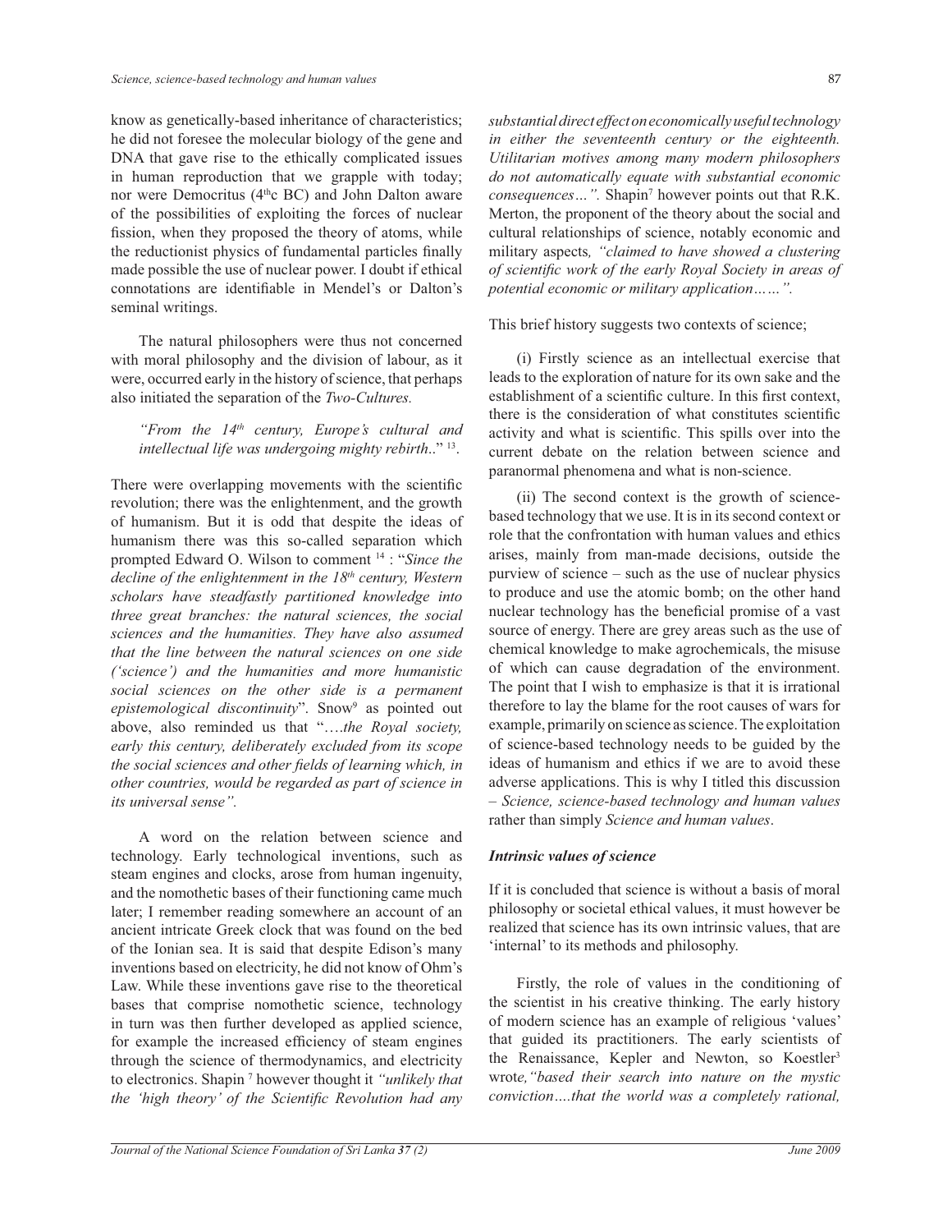know as genetically-based inheritance of characteristics; he did not foresee the molecular biology of the gene and DNA that gave rise to the ethically complicated issues in human reproduction that we grapple with today; nor were Democritus (4$^{th}$c BC) and John Dalton aware of the possibilities of exploiting the forces of nuclear fission, when they proposed the theory of atoms, while the reductionist physics of fundamental particles finally made possible the use of nuclear power. I doubt if ethical connotations are identifiable in Mendel's or Dalton's seminal writings.

The natural philosophers were thus not concerned with moral philosophy and the division of labour, as it were, occurred early in the history of science, that perhaps also initiated the separation of the *Two-Cultures.*

*"From the 14$^{th}$ century, Europe's cultural and intellectual life was undergoing mighty rebirth..*" [13].

There were overlapping movements with the scientific revolution; there was the enlightenment, and the growth of humanism. But it is odd that despite the ideas of humanism there was this so-called separation which prompted Edward O. Wilson to comment [14] : "*Since the decline of the enlightenment in the 18$^{th}$ century, Western scholars have steadfastly partitioned knowledge into three great branches: the natural sciences, the social sciences and the humanities. They have also assumed that the line between the natural sciences on one side ('science') and the humanities and more humanistic social sciences on the other side is a permanent epistemological discontinuity*". Snow[9] as pointed out above, also reminded us that "*….the Royal society, early this century, deliberately excluded from its scope the social sciences and other fields of learning which, in other countries, would be regarded as part of science in its universal sense".*

A word on the relation between science and technology. Early technological inventions, such as steam engines and clocks, arose from human ingenuity, and the nomothetic bases of their functioning came much later; I remember reading somewhere an account of an ancient intricate Greek clock that was found on the bed of the Ionian sea. It is said that despite Edison's many inventions based on electricity, he did not know of Ohm's Law. While these inventions gave rise to the theoretical bases that comprise nomothetic science, technology in turn was then further developed as applied science, for example the increased efficiency of steam engines through the science of thermodynamics, and electricity to electronics. Shapin [7] however thought it *"unlikely that the 'high theory' of the Scientific Revolution had any substantial direct effect on economically useful technology in either the seventeenth century or the eighteenth. Utilitarian motives among many modern philosophers do not automatically equate with substantial economic consequences…".* Shapin[7] however points out that R.K. Merton, the proponent of the theory about the social and cultural relationships of science, notably economic and military aspects*, "claimed to have showed a clustering of scientific work of the early Royal Society in areas of potential economic or military application……".*

This brief history suggests two contexts of science;

(i) Firstly science as an intellectual exercise that leads to the exploration of nature for its own sake and the establishment of a scientific culture. In this first context, there is the consideration of what constitutes scientific activity and what is scientific. This spills over into the current debate on the relation between science and paranormal phenomena and what is non-science.

(ii) The second context is the growth of science-based technology that we use. It is in its second context or role that the confrontation with human values and ethics arises, mainly from man-made decisions, outside the purview of science – such as the use of nuclear physics to produce and use the atomic bomb; on the other hand nuclear technology has the beneficial promise of a vast source of energy. There are grey areas such as the use of chemical knowledge to make agrochemicals, the misuse of which can cause degradation of the environment. The point that I wish to emphasize is that it is irrational therefore to lay the blame for the root causes of wars for example, primarily on science as science. The exploitation of science-based technology needs to be guided by the ideas of humanism and ethics if we are to avoid these adverse applications. This is why I titled this discussion – *Science, science-based technology and human values* rather than simply *Science and human values*.

### *Intrinsic values of science*

If it is concluded that science is without a basis of moral philosophy or societal ethical values, it must however be realized that science has its own intrinsic values, that are 'internal' to its methods and philosophy.

Firstly, the role of values in the conditioning of the scientist in his creative thinking. The early history of modern science has an example of religious 'values' that guided its practitioners. The early scientists of the Renaissance, Kepler and Newton, so Koestler[3] wrote*,"based their search into nature on the mystic conviction….that the world was a completely rational,*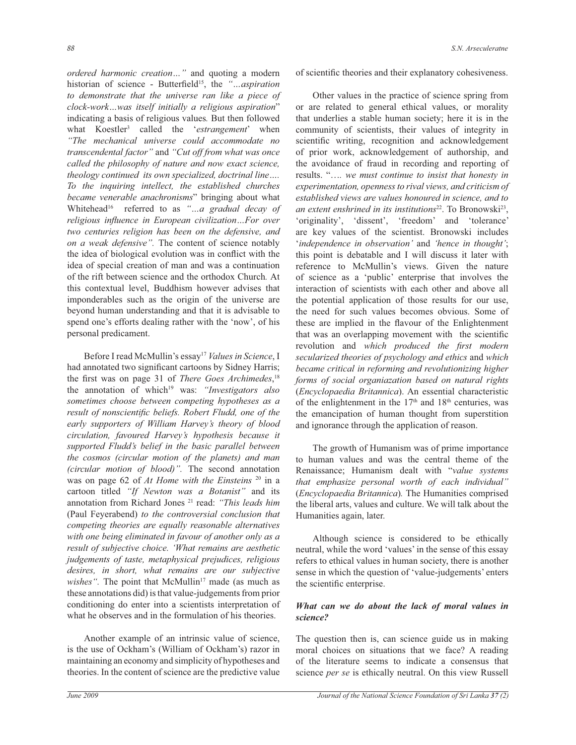*ordered harmonic creation…"* and quoting a modern historian of science - Butterfield[15], the *"…aspiration to demonstrate that the universe ran like a piece of clock-work…was itself initially a religious aspiration*" indicating a basis of religious values*.* But then followed what Koestler[3] called the '*estrangement*' when *"The mechanical universe could accommodate no transcendental factor"* and *"Cut off from what was once called the philosophy of nature and now exact science, theology continued its own specialized, doctrinal line…. To the inquiring intellect, the established churches became venerable anachronisms*" bringing about what Whitehead[16] referred to as *"…a gradual decay of religious influence in European civilization…For over two centuries religion has been on the defensive, and on a weak defensive".* The content of science notably the idea of biological evolution was in conflict with the idea of special creation of man and was a continuation of the rift between science and the orthodox Church*.* At this contextual level, Buddhism however advises that imponderables such as the origin of the universe are beyond human understanding and that it is advisable to spend one's efforts dealing rather with the 'now', of his personal predicament.

Before I read McMullin's essay[17] *Values in Science*, I had annotated two significant cartoons by Sidney Harris; the first was on page 31 of *There Goes Archimedes*,[18] the annotation of which[19] was: *"Investigators also sometimes choose between competing hypotheses as a result of nonscientific beliefs. Robert Fludd, one of the early supporters of William Harvey's theory of blood circulation, favoured Harvey's hypothesis because it supported Fludd's belief in the basic parallel between the cosmos (circular motion of the planets) and man (circular motion of blood)".* The second annotation was on page 62 of *At Home with the Einsteins* [20] in a cartoon titled *"If Newton was a Botanist"* and its annotation from Richard Jones [21] read: *"This leads him* (Paul Feyerabend) *to the controversial conclusion that competing theories are equally reasonable alternatives with one being eliminated in favour of another only as a result of subjective choice. 'What remains are aesthetic judgements of taste, metaphysical prejudices, religious desires, in short, what remains are our subjective wishes".* The point that McMullin[17] made (as much as these annotations did) is that value-judgements from prior conditioning do enter into a scientists interpretation of what he observes and in the formulation of his theories.

Another example of an intrinsic value of science, is the use of Ockham's (William of Ockham's) razor in maintaining an economy and simplicity of hypotheses and theories. In the content of science are the predictive value of scientific theories and their explanatory cohesiveness.

Other values in the practice of science spring from or are related to general ethical values, or morality that underlies a stable human society; here it is in the community of scientists, their values of integrity in scientific writing, recognition and acknowledgement of prior work, acknowledgement of authorship, and the avoidance of fraud in recording and reporting of results. "*…. we must continue to insist that honesty in experimentation, openness to rival views, and criticism of established views are values honoured in science, and to an extent enshrined in its institutions*[22]. To Bronowski[23], 'originality', 'dissent', 'freedom' and 'tolerance' are key values of the scientist. Bronowski includes '*independence in observation'* and *'hence in thought'*; this point is debatable and I will discuss it later with reference to McMullin's views. Given the nature of science as a 'public' enterprise that involves the interaction of scientists with each other and above all the potential application of those results for our use, the need for such values becomes obvious. Some of these are implied in the flavour of the Enlightenment that was an overlapping movement with the scientific revolution and *which produced the first modern secularized theories of psychology and ethics* and *which became critical in reforming and revolutionizing higher forms of social organiazation based on natural rights* (*Encyclopaedia Britannica*). An essential characteristic of the enlightenment in the 17th and 18th centuries, was the emancipation of human thought from superstition and ignorance through the application of reason.

The growth of Humanism was of prime importance to human values and was the central theme of the Renaissance; Humanism dealt with "*value systems that emphasize personal worth of each individual"* (*Encyclopaedia Britannica*)*.* The Humanities comprised the liberal arts, values and culture. We will talk about the Humanities again, later.

Although science is considered to be ethically neutral, while the word 'values' in the sense of this essay refers to ethical values in human society, there is another sense in which the question of 'value-judgements' enters the scientific enterprise.

### *What can we do about the lack of moral values in science?*

The question then is, can science guide us in making moral choices on situations that we face? A reading of the literature seems to indicate a consensus that science *per se* is ethically neutral. On this view Russell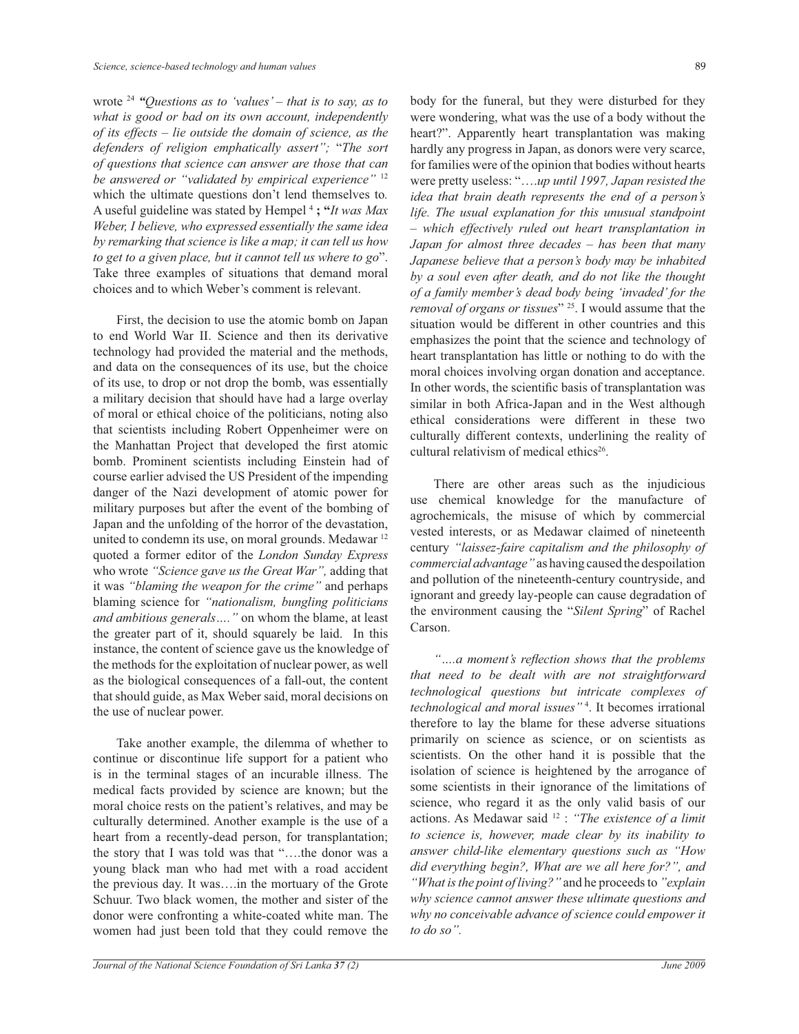wrote [24] *"Questions as to 'values' – that is to say, as to what is good or bad on its own account, independently of its effects – lie outside the domain of science, as the defenders of religion emphatically assert"*; "*The sort of questions that science can answer are those that can be answered or "validated by empirical experience"* [12] which the ultimate questions don't lend themselves to. A useful guideline was stated by Hempel [4] **;** **"***It was Max Weber, I believe, who expressed essentially the same idea by remarking that science is like a map; it can tell us how to get to a given place, but it cannot tell us where to go*". Take three examples of situations that demand moral choices and to which Weber's comment is relevant.

First, the decision to use the atomic bomb on Japan to end World War II. Science and then its derivative technology had provided the material and the methods, and data on the consequences of its use, but the choice of its use, to drop or not drop the bomb, was essentially a military decision that should have had a large overlay of moral or ethical choice of the politicians, noting also that scientists including Robert Oppenheimer were on the Manhattan Project that developed the first atomic bomb. Prominent scientists including Einstein had of course earlier advised the US President of the impending danger of the Nazi development of atomic power for military purposes but after the event of the bombing of Japan and the unfolding of the horror of the devastation, united to condemn its use, on moral grounds. Medawar [12] quoted a former editor of the *London Sunday Express* who wrote *"Science gave us the Great War",* adding that it was *"blaming the weapon for the crime"* and perhaps blaming science for *"nationalism, bungling politicians and ambitious generals…."* on whom the blame, at least the greater part of it, should squarely be laid. In this instance, the content of science gave us the knowledge of the methods for the exploitation of nuclear power, as well as the biological consequences of a fall-out, the content that should guide, as Max Weber said, moral decisions on the use of nuclear power.

Take another example, the dilemma of whether to continue or discontinue life support for a patient who is in the terminal stages of an incurable illness. The medical facts provided by science are known; but the moral choice rests on the patient's relatives, and may be culturally determined. Another example is the use of a heart from a recently-dead person, for transplantation; the story that I was told was that "….the donor was a young black man who had met with a road accident the previous day. It was….in the mortuary of the Grote Schuur. Two black women, the mother and sister of the donor were confronting a white-coated white man. The women had just been told that they could remove the body for the funeral, but they were disturbed for they were wondering, what was the use of a body without the heart?". Apparently heart transplantation was making hardly any progress in Japan, as donors were very scarce, for families were of the opinion that bodies without hearts were pretty useless: "*….up until 1997, Japan resisted the idea that brain death represents the end of a person's life. The usual explanation for this unusual standpoint – which effectively ruled out heart transplantation in Japan for almost three decades – has been that many Japanese believe that a person's body may be inhabited by a soul even after death, and do not like the thought of a family member's dead body being 'invaded' for the removal of organs or tissues*" [25]. I would assume that the situation would be different in other countries and this emphasizes the point that the science and technology of heart transplantation has little or nothing to do with the moral choices involving organ donation and acceptance. In other words, the scientific basis of transplantation was similar in both Africa-Japan and in the West although ethical considerations were different in these two culturally different contexts, underlining the reality of cultural relativism of medical ethics[26].

There are other areas such as the injudicious use chemical knowledge for the manufacture of agrochemicals, the misuse of which by commercial vested interests, or as Medawar claimed of nineteenth century *"laissez-faire capitalism and the philosophy of commercial advantage"* as having caused the despoilation and pollution of the nineteenth-century countryside, and ignorant and greedy lay-people can cause degradation of the environment causing the "*Silent Spring*" of Rachel Carson.

*"….a moment's reflection shows that the problems that need to be dealt with are not straightforward technological questions but intricate complexes of technological and moral issues"* [4]. It becomes irrational therefore to lay the blame for these adverse situations primarily on science as science, or on scientists as scientists. On the other hand it is possible that the isolation of science is heightened by the arrogance of some scientists in their ignorance of the limitations of science, who regard it as the only valid basis of our actions. As Medawar said [12] : *"The existence of a limit to science is, however, made clear by its inability to answer child-like elementary questions such as "How did everything begin?, What are we all here for?", and "What is the point of living?"* and he proceeds to *"explain why science cannot answer these ultimate questions and why no conceivable advance of science could empower it to do so".*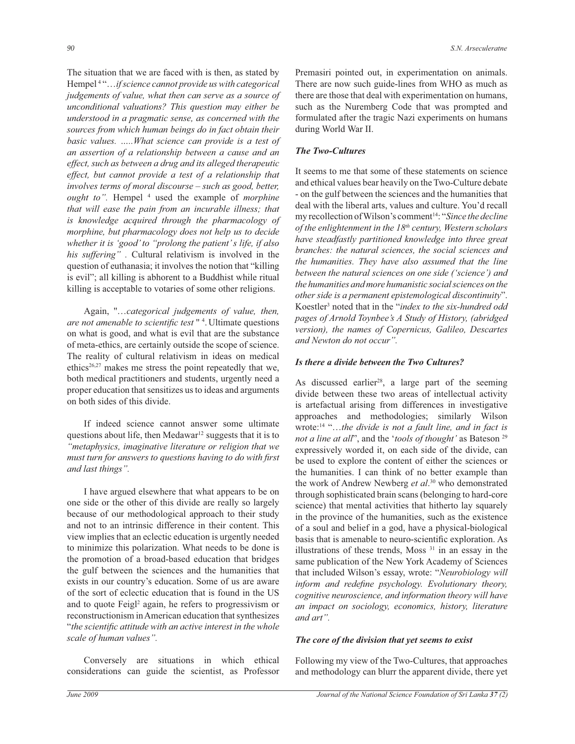The situation that we are faced with is then, as stated by Hempel [4] "…*if science cannot provide us with categorical judgements of value, what then can serve as a source of unconditional valuations? This question may either be understood in a pragmatic sense, as concerned with the sources from which human beings do in fact obtain their basic values. …..What science can provide is a test of an assertion of a relationship between a cause and an effect, such as between a drug and its alleged therapeutic effect, but cannot provide a test of a relationship that involves terms of moral discourse – such as good, better, ought to"*. Hempel [4] used the example of *morphine that will ease the pain from an incurable illness; that is knowledge acquired through the pharmacology of morphine, but pharmacology does not help us to decide whether it is 'good' to "prolong the patient's life, if also his suffering"* . Cultural relativism is involved in the question of euthanasia; it involves the notion that "killing is evil"; all killing is abhorent to a Buddhist while ritual killing is acceptable to votaries of some other religions.

Again, "…*categorical judgements of value, then, are not amenable to scientific test* " [4]. Ultimate questions on what is good, and what is evil that are the substance of meta-ethics, are certainly outside the scope of science. The reality of cultural relativism in ideas on medical ethics[26,27] makes me stress the point repeatedly that we, both medical practitioners and students, urgently need a proper education that sensitizes us to ideas and arguments on both sides of this divide.

If indeed science cannot answer some ultimate questions about life, then Medawar[12] suggests that it is to *"metaphysics, imaginative literature or religion that we must turn for answers to questions having to do with first and last things".*

I have argued elsewhere that what appears to be on one side or the other of this divide are really so largely because of our methodological approach to their study and not to an intrinsic difference in their content. This view implies that an eclectic education is urgently needed to minimize this polarization. What needs to be done is the promotion of a broad-based education that bridges the gulf between the sciences and the humanities that exists in our country's education. Some of us are aware of the sort of eclectic education that is found in the US and to quote Feigl[2] again, he refers to progressivism or reconstructionism in American education that synthesizes "*the scientific attitude with an active interest in the whole scale of human values".*

Conversely are situations in which ethical considerations can guide the scientist, as Professor Premasiri pointed out, in experimentation on animals. There are now such guide-lines from WHO as much as there are those that deal with experimentation on humans, such as the Nuremberg Code that was prompted and formulated after the tragic Nazi experiments on humans during World War II.

### *The Two-Cultures*

It seems to me that some of these statements on science and ethical values bear heavily on the Two-Culture debate - on the gulf between the sciences and the humanities that deal with the liberal arts, values and culture. You'd recall my recollection of Wilson's comment[14]: "*Since the decline of the enlightenment in the 18th century, Western scholars have steadfastly partitioned knowledge into three great branches: the natural sciences, the social sciences and the humanities. They have also assumed that the line between the natural sciences on one side ('science') and the humanities and more humanistic social sciences on the other side is a permanent epistemological discontinuity*". Koestler[3] noted that in the "*index to the six-hundred odd pages of Arnold Toynbee's A Study of History, (abridged version), the names of Copernicus, Galileo, Descartes and Newton do not occur".*

### *Is there a divide between the Two Cultures?*

As discussed earlier[28], a large part of the seeming divide between these two areas of intellectual activity is artefactual arising from differences in investigative approaches and methodologies; similarly Wilson wrote:[14] "…*the divide is not a fault line, and in fact is not a line at all*", and the '*tools of thought'* as Bateson [29] expressively worded it, on each side of the divide, can be used to explore the content of either the sciences or the humanities. I can think of no better example than the work of Andrew Newberg *et al*.[30] who demonstrated through sophisticated brain scans (belonging to hard-core science) that mental activities that hitherto lay squarely in the province of the humanities, such as the existence of a soul and belief in a god, have a physical-biological basis that is amenable to neuro-scientific exploration. As illustrations of these trends, Moss [31] in an essay in the same publication of the New York Academy of Sciences that included Wilson's essay, wrote: "*Neurobiology will inform and redefine psychology. Evolutionary theory, cognitive neuroscience, and information theory will have an impact on sociology, economics, history, literature and art".*

### *The core of the division that yet seems to exist*

Following my view of the Two-Cultures, that approaches and methodology can blurr the apparent divide, there yet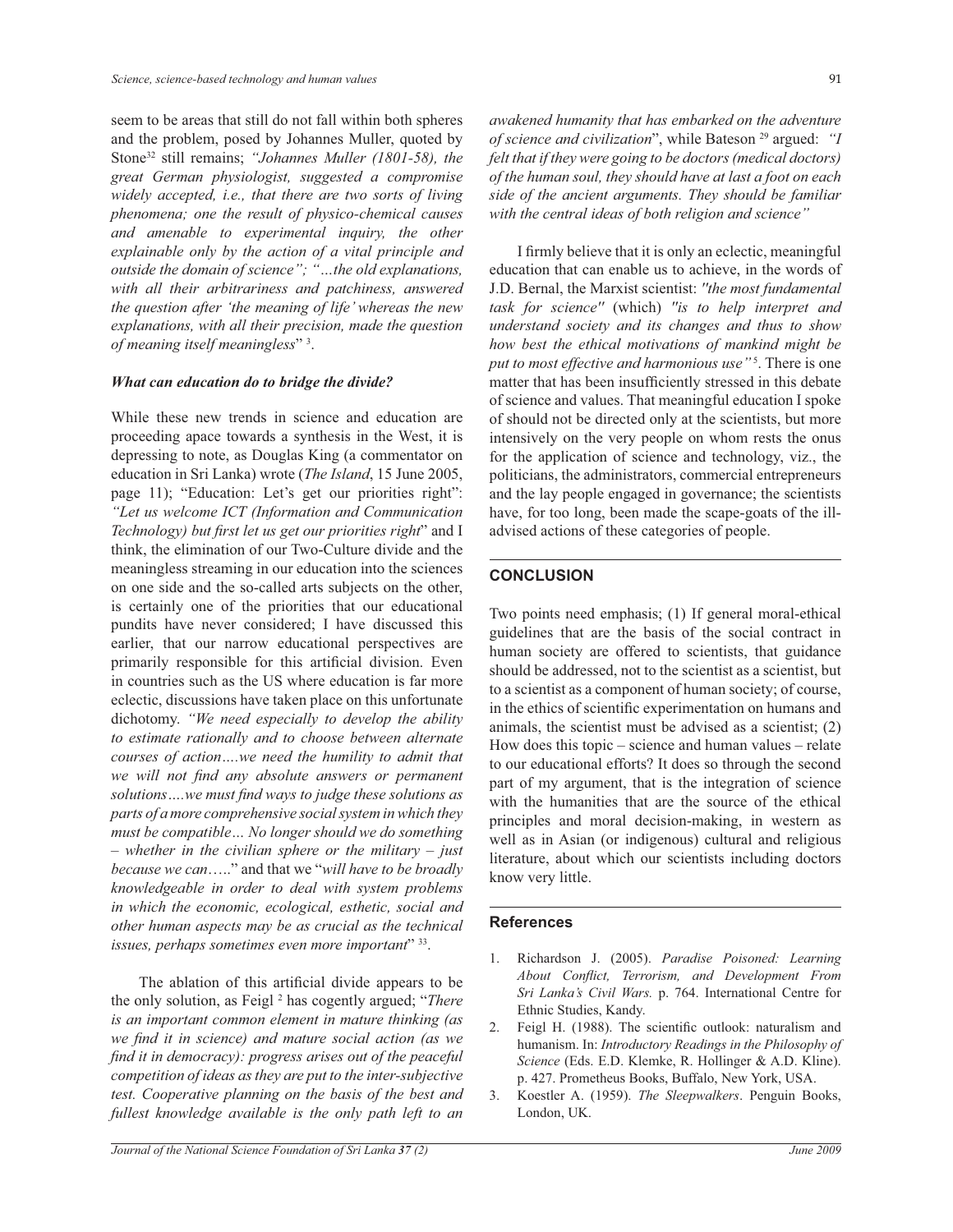seem to be areas that still do not fall within both spheres and the problem, posed by Johannes Muller, quoted by Stone[32] still remains; *"Johannes Muller (1801-58), the great German physiologist, suggested a compromise widely accepted, i.e., that there are two sorts of living phenomena; one the result of physico-chemical causes and amenable to experimental inquiry, the other explainable only by the action of a vital principle and outside the domain of science"; "…the old explanations, with all their arbitrariness and patchiness, answered the question after 'the meaning of life' whereas the new explanations, with all their precision, made the question of meaning itself meaningless*"[3].

***What can education do to bridge the divide?***

While these new trends in science and education are proceeding apace towards a synthesis in the West, it is depressing to note, as Douglas King (a commentator on education in Sri Lanka) wrote (*The Island*, 15 June 2005, page 11); "Education: Let's get our priorities right": *"Let us welcome ICT (Information and Communication Technology) but first let us get our priorities right*" and I think, the elimination of our Two-Culture divide and the meaningless streaming in our education into the sciences on one side and the so-called arts subjects on the other, is certainly one of the priorities that our educational pundits have never considered; I have discussed this earlier, that our narrow educational perspectives are primarily responsible for this artificial division. Even in countries such as the US where education is far more eclectic, discussions have taken place on this unfortunate dichotomy. *"We need especially to develop the ability to estimate rationally and to choose between alternate courses of action….we need the humility to admit that we will not find any absolute answers or permanent solutions….we must find ways to judge these solutions as parts of a more comprehensive social system in which they must be compatible… No longer should we do something – whether in the civilian sphere or the military – just because we can…..*" and that we "*will have to be broadly knowledgeable in order to deal with system problems in which the economic, ecological, esthetic, social and other human aspects may be as crucial as the technical issues, perhaps sometimes even more important*"[33].

The ablation of this artificial divide appears to be the only solution, as Feigl[2] has cogently argued; "*There is an important common element in mature thinking (as we find it in science) and mature social action (as we find it in democracy): progress arises out of the peaceful competition of ideas as they are put to the inter-subjective test. Cooperative planning on the basis of the best and fullest knowledge available is the only path left to an awakened humanity that has embarked on the adventure of science and civilization*", while Bateson[29] argued: *"I felt that if they were going to be doctors (medical doctors) of the human soul, they should have at last a foot on each side of the ancient arguments. They should be familiar with the central ideas of both religion and science"*

I firmly believe that it is only an eclectic, meaningful education that can enable us to achieve, in the words of J.D. Bernal, the Marxist scientist: *"the most fundamental task for science"* (which) *"is to help interpret and understand society and its changes and thus to show how best the ethical motivations of mankind might be put to most effective and harmonious use"*[5]. There is one matter that has been insufficiently stressed in this debate of science and values. That meaningful education I spoke of should not be directed only at the scientists, but more intensively on the very people on whom rests the onus for the application of science and technology, viz., the politicians, the administrators, commercial entrepreneurs and the lay people engaged in governance; the scientists have, for too long, been made the scape-goats of the ill-advised actions of these categories of people.

## CONCLUSION

Two points need emphasis; (1) If general moral-ethical guidelines that are the basis of the social contract in human society are offered to scientists, that guidance should be addressed, not to the scientist as a scientist, but to a scientist as a component of human society; of course, in the ethics of scientific experimentation on humans and animals, the scientist must be advised as a scientist; (2) How does this topic – science and human values – relate to our educational efforts? It does so through the second part of my argument, that is the integration of science with the humanities that are the source of the ethical principles and moral decision-making, in western as well as in Asian (or indigenous) cultural and religious literature, about which our scientists including doctors know very little.

### References

1. Richardson J. (2005). *Paradise Poisoned: Learning About Conflict, Terrorism, and Development From Sri Lanka's Civil Wars.* p. 764. International Centre for Ethnic Studies, Kandy.
2. Feigl H. (1988). The scientific outlook: naturalism and humanism. In: *Introductory Readings in the Philosophy of Science* (Eds. E.D. Klemke, R. Hollinger & A.D. Kline). p. 427. Prometheus Books, Buffalo, New York, USA.
3. Koestler A. (1959). *The Sleepwalkers*. Penguin Books, London, UK.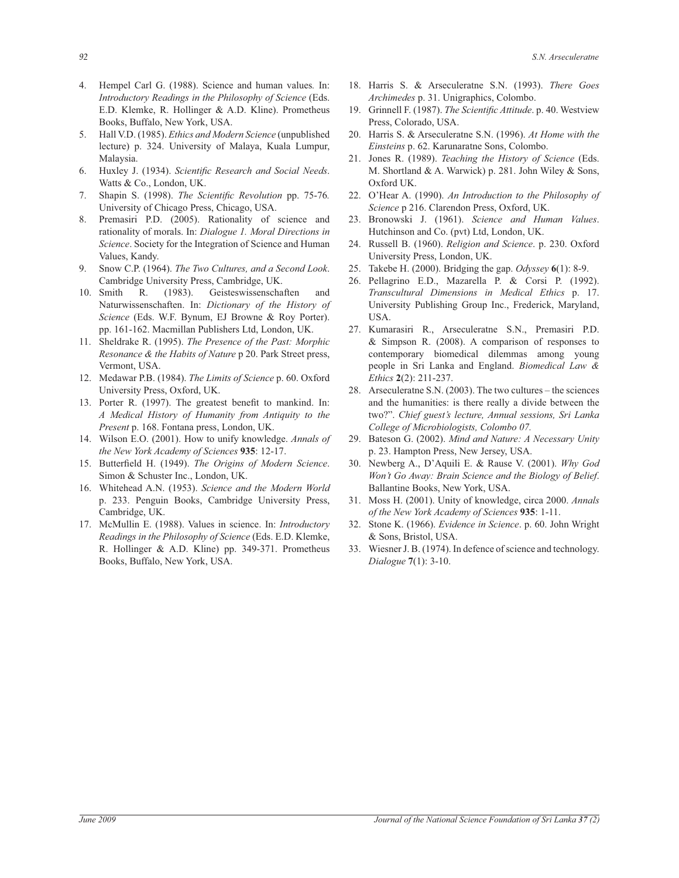4. Hempel Carl G. (1988). Science and human values. In: *Introductory Readings in the Philosophy of Science* (Eds. E.D. Klemke, R. Hollinger & A.D. Kline). Prometheus Books, Buffalo, New York, USA.
5. Hall V.D. (1985). *Ethics and Modern Science* (unpublished lecture) p. 324. University of Malaya, Kuala Lumpur, Malaysia.
6. Huxley J. (1934). *Scientific Research and Social Needs*. Watts & Co., London, UK.
7. Shapin S. (1998). *The Scientific Revolution* pp. 75-76. University of Chicago Press, Chicago, USA.
8. Premasiri P.D. (2005). Rationality of science and rationality of morals. In: *Dialogue 1. Moral Directions in Science*. Society for the Integration of Science and Human Values, Kandy.
9. Snow C.P. (1964). *The Two Cultures, and a Second Look*. Cambridge University Press, Cambridge, UK.
10. Smith R. (1983). Geisteswissenschaften and Naturwissenschaften. In: *Dictionary of the History of Science* (Eds. W.F. Bynum, EJ Browne & Roy Porter). pp. 161-162. Macmillan Publishers Ltd, London, UK.
11. Sheldrake R. (1995). *The Presence of the Past: Morphic Resonance & the Habits of Nature* p 20. Park Street press, Vermont, USA.
12. Medawar P.B. (1984). *The Limits of Science* p. 60. Oxford University Press, Oxford, UK.
13. Porter R. (1997). The greatest benefit to mankind. In: *A Medical History of Humanity from Antiquity to the Present* p. 168. Fontana press, London, UK.
14. Wilson E.O. (2001). How to unify knowledge. *Annals of the New York Academy of Sciences* **935**: 12-17.
15. Butterfield H. (1949). *The Origins of Modern Science*. Simon & Schuster Inc., London, UK.
16. Whitehead A.N. (1953). *Science and the Modern World* p. 233. Penguin Books, Cambridge University Press, Cambridge, UK.
17. McMullin E. (1988). Values in science. In: *Introductory Readings in the Philosophy of Science* (Eds. E.D. Klemke, R. Hollinger & A.D. Kline) pp. 349-371. Prometheus Books, Buffalo, New York, USA.
18. Harris S. & Arseculeratne S.N. (1993). *There Goes Archimedes* p. 31. Unigraphics, Colombo.
19. Grinnell F. (1987). *The Scientific Attitude*. p. 40. Westview Press, Colorado, USA.
20. Harris S. & Arseculeratne S.N. (1996). *At Home with the Einsteins* p. 62. Karunaratne Sons, Colombo.
21. Jones R. (1989). *Teaching the History of Science* (Eds. M. Shortland & A. Warwick) p. 281. John Wiley & Sons, Oxford UK.
22. O'Hear A. (1990). *An Introduction to the Philosophy of Science* p 216. Clarendon Press, Oxford, UK.
23. Bronowski J. (1961). *Science and Human Values*. Hutchinson and Co. (pvt) Ltd, London, UK.
24. Russell B. (1960). *Religion and Science*. p. 230. Oxford University Press, London, UK.
25. Takebe H. (2000). Bridging the gap. *Odyssey* **6**(1): 8-9.
26. Pellagrino E.D., Mazarella P. & Corsi P. (1992). *Transcultural Dimensions in Medical Ethics* p. 17. University Publishing Group Inc., Frederick, Maryland, USA.
27. Kumarasiri R., Arseculeratne S.N., Premasiri P.D. & Simpson R. (2008). A comparison of responses to contemporary biomedical dilemmas among young people in Sri Lanka and England. *Biomedical Law & Ethics* **2**(2): 211-237.
28. Arseculeratne S.N. (2003). The two cultures – the sciences and the humanities: is there really a divide between the two?". *Chief guest's lecture, Annual sessions, Sri Lanka College of Microbiologists, Colombo 07.*
29. Bateson G. (2002). *Mind and Nature: A Necessary Unity* p. 23. Hampton Press, New Jersey, USA.
30. Newberg A., D'Aquili E. & Rause V. (2001). *Why God Won't Go Away: Brain Science and the Biology of Belief*. Ballantine Books, New York, USA.
31. Moss H. (2001). Unity of knowledge, circa 2000. *Annals of the New York Academy of Sciences* **935**: 1-11.
32. Stone K. (1966). *Evidence in Science*. p. 60. John Wright & Sons, Bristol, USA.
33. Wiesner J. B. (1974). In defence of science and technology. *Dialogue* **7**(1): 3-10.